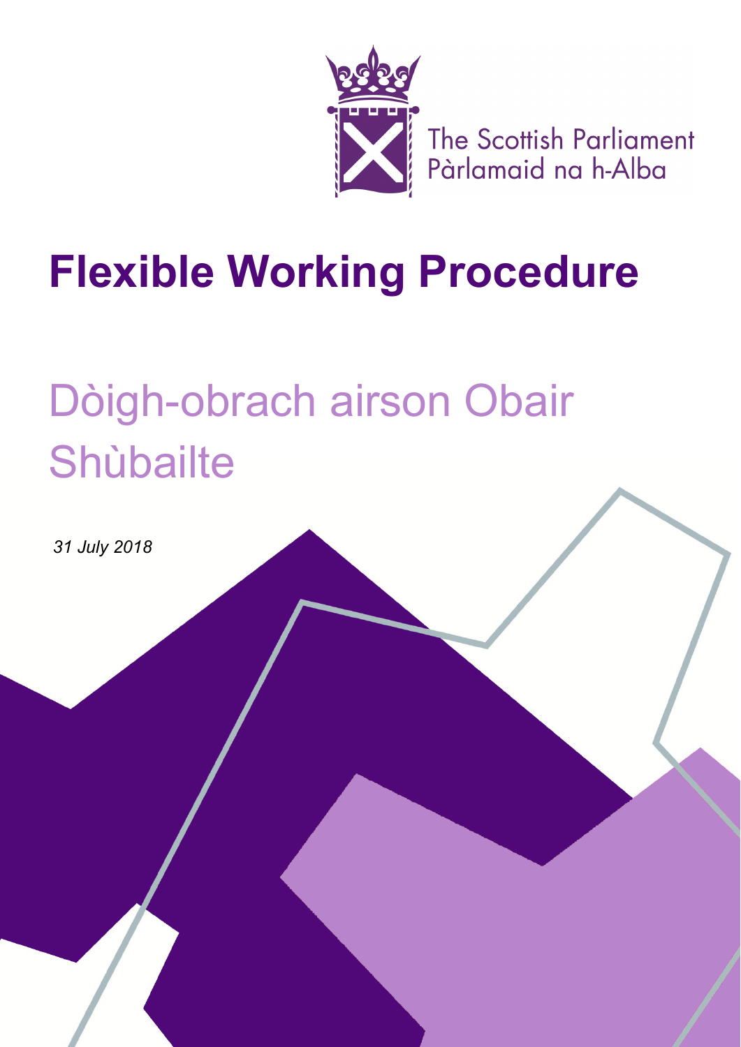The Scottish Parliament
Pàrlamaid na h-Alba

# Flexible Working Procedure

# Dòigh-obrach airson Obair Shùbailte

*31 July 2018*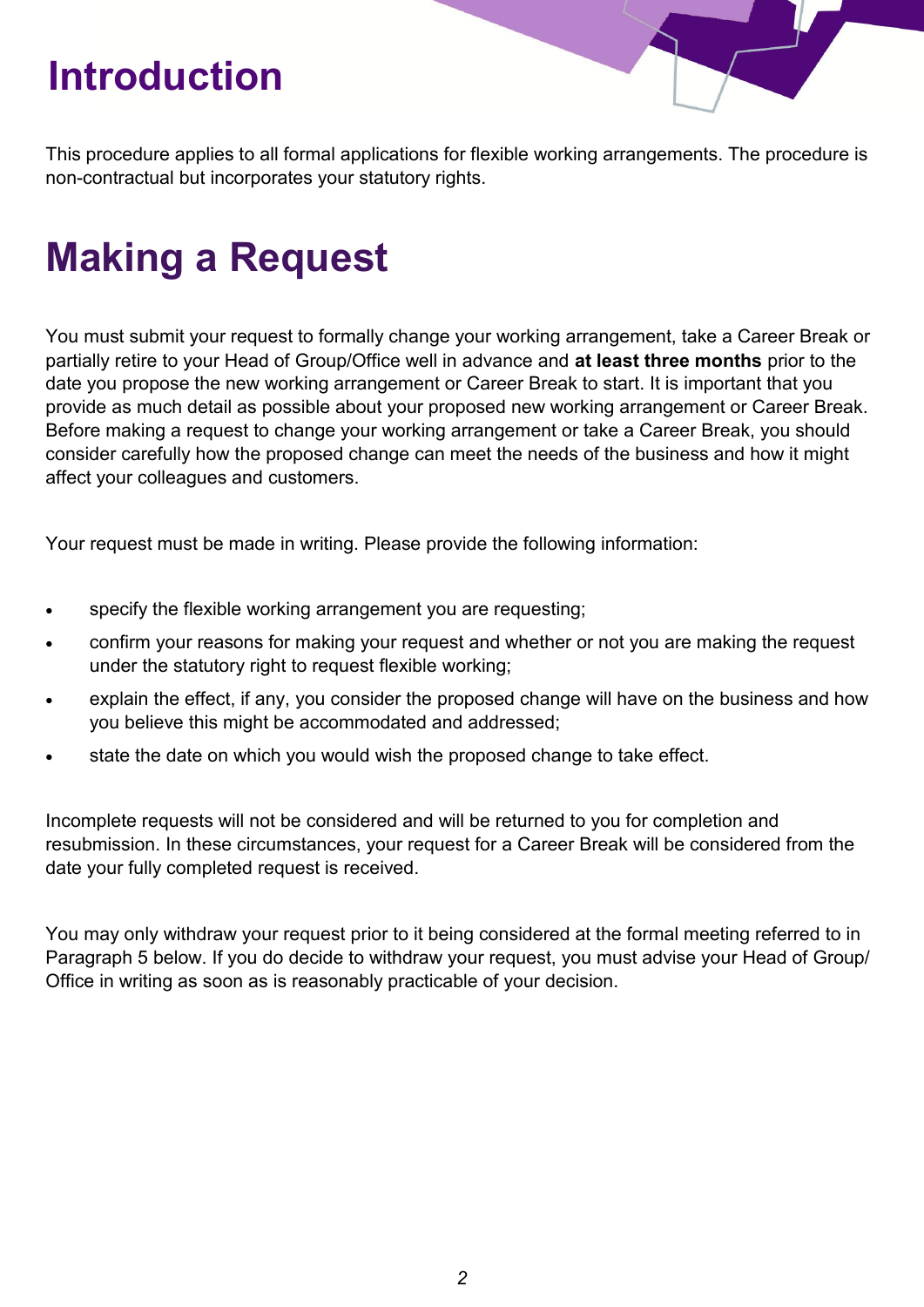# Introduction

This procedure applies to all formal applications for flexible working arrangements. The procedure is non-contractual but incorporates your statutory rights.

# Making a Request

You must submit your request to formally change your working arrangement, take a Career Break or partially retire to your Head of Group/Office well in advance and **at least three months** prior to the date you propose the new working arrangement or Career Break to start. It is important that you provide as much detail as possible about your proposed new working arrangement or Career Break. Before making a request to change your working arrangement or take a Career Break, you should consider carefully how the proposed change can meet the needs of the business and how it might affect your colleagues and customers.

Your request must be made in writing. Please provide the following information:

- specify the flexible working arrangement you are requesting;
- confirm your reasons for making your request and whether or not you are making the request under the statutory right to request flexible working;
- explain the effect, if any, you consider the proposed change will have on the business and how you believe this might be accommodated and addressed;
- state the date on which you would wish the proposed change to take effect.

Incomplete requests will not be considered and will be returned to you for completion and resubmission. In these circumstances, your request for a Career Break will be considered from the date your fully completed request is received.

You may only withdraw your request prior to it being considered at the formal meeting referred to in Paragraph 5 below. If you do decide to withdraw your request, you must advise your Head of Group/ Office in writing as soon as is reasonably practicable of your decision.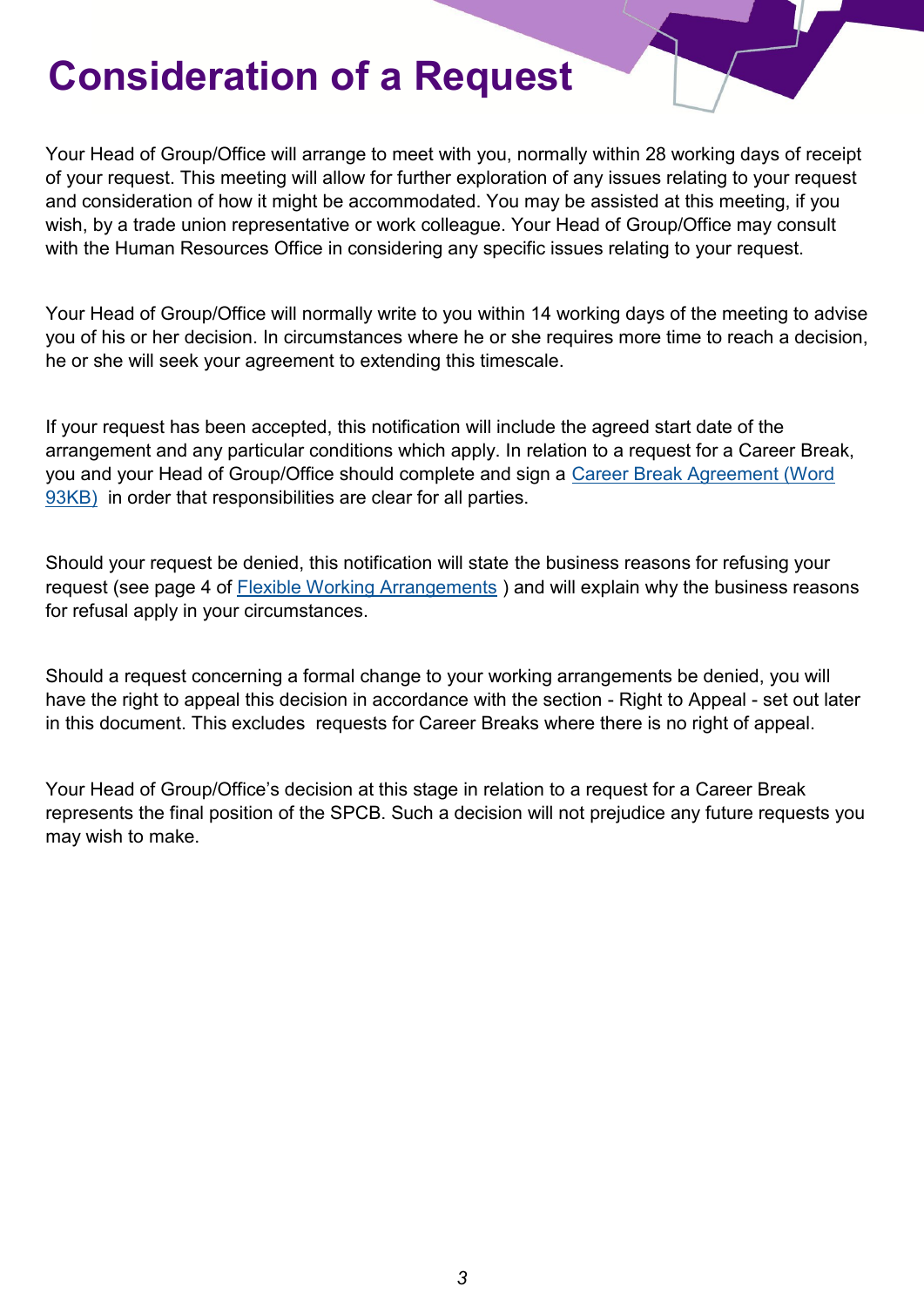# Consideration of a Request

Your Head of Group/Office will arrange to meet with you, normally within 28 working days of receipt of your request. This meeting will allow for further exploration of any issues relating to your request and consideration of how it might be accommodated. You may be assisted at this meeting, if you wish, by a trade union representative or work colleague. Your Head of Group/Office may consult with the Human Resources Office in considering any specific issues relating to your request.

Your Head of Group/Office will normally write to you within 14 working days of the meeting to advise you of his or her decision. In circumstances where he or she requires more time to reach a decision, he or she will seek your agreement to extending this timescale.

If your request has been accepted, this notification will include the agreed start date of the arrangement and any particular conditions which apply. In relation to a request for a Career Break, you and your Head of Group/Office should complete and sign a Career Break Agreement (Word 93KB) in order that responsibilities are clear for all parties.

Should your request be denied, this notification will state the business reasons for refusing your request (see page 4 of Flexible Working Arrangements ) and will explain why the business reasons for refusal apply in your circumstances.

Should a request concerning a formal change to your working arrangements be denied, you will have the right to appeal this decision in accordance with the section - Right to Appeal - set out later in this document. This excludes requests for Career Breaks where there is no right of appeal.

Your Head of Group/Office's decision at this stage in relation to a request for a Career Break represents the final position of the SPCB. Such a decision will not prejudice any future requests you may wish to make.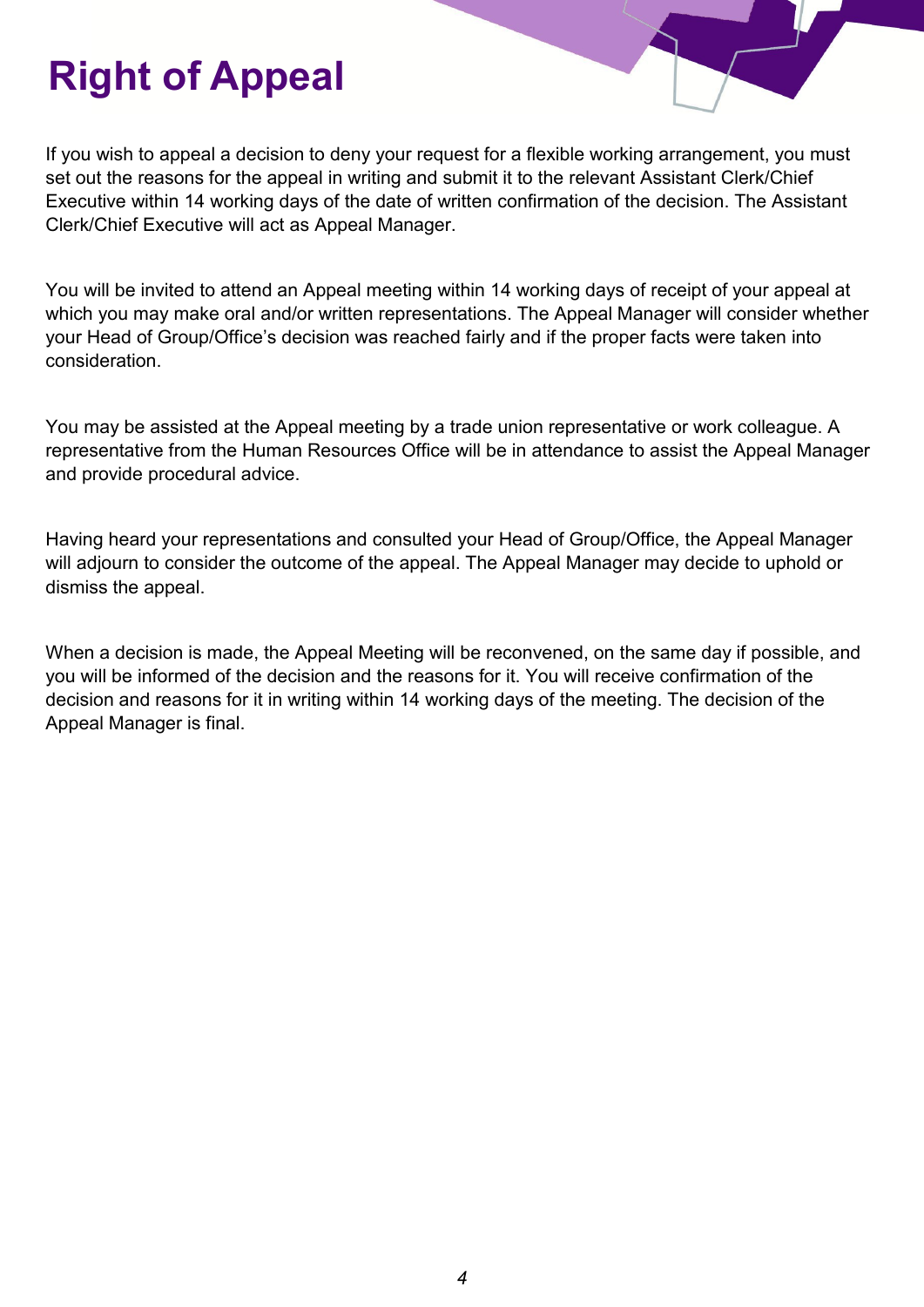# Right of Appeal

If you wish to appeal a decision to deny your request for a flexible working arrangement, you must set out the reasons for the appeal in writing and submit it to the relevant Assistant Clerk/Chief Executive within 14 working days of the date of written confirmation of the decision. The Assistant Clerk/Chief Executive will act as Appeal Manager.

You will be invited to attend an Appeal meeting within 14 working days of receipt of your appeal at which you may make oral and/or written representations. The Appeal Manager will consider whether your Head of Group/Office's decision was reached fairly and if the proper facts were taken into consideration.

You may be assisted at the Appeal meeting by a trade union representative or work colleague. A representative from the Human Resources Office will be in attendance to assist the Appeal Manager and provide procedural advice.

Having heard your representations and consulted your Head of Group/Office, the Appeal Manager will adjourn to consider the outcome of the appeal. The Appeal Manager may decide to uphold or dismiss the appeal.

When a decision is made, the Appeal Meeting will be reconvened, on the same day if possible, and you will be informed of the decision and the reasons for it. You will receive confirmation of the decision and reasons for it in writing within 14 working days of the meeting. The decision of the Appeal Manager is final.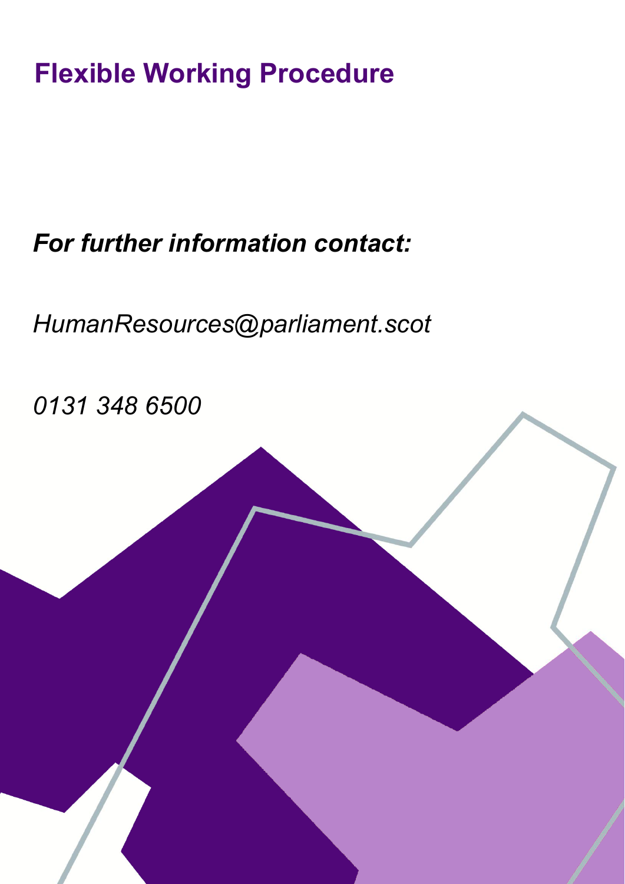# Flexible Working Procedure

***For further information contact:***

*HumanResources@parliament.scot*

*0131 348 6500*